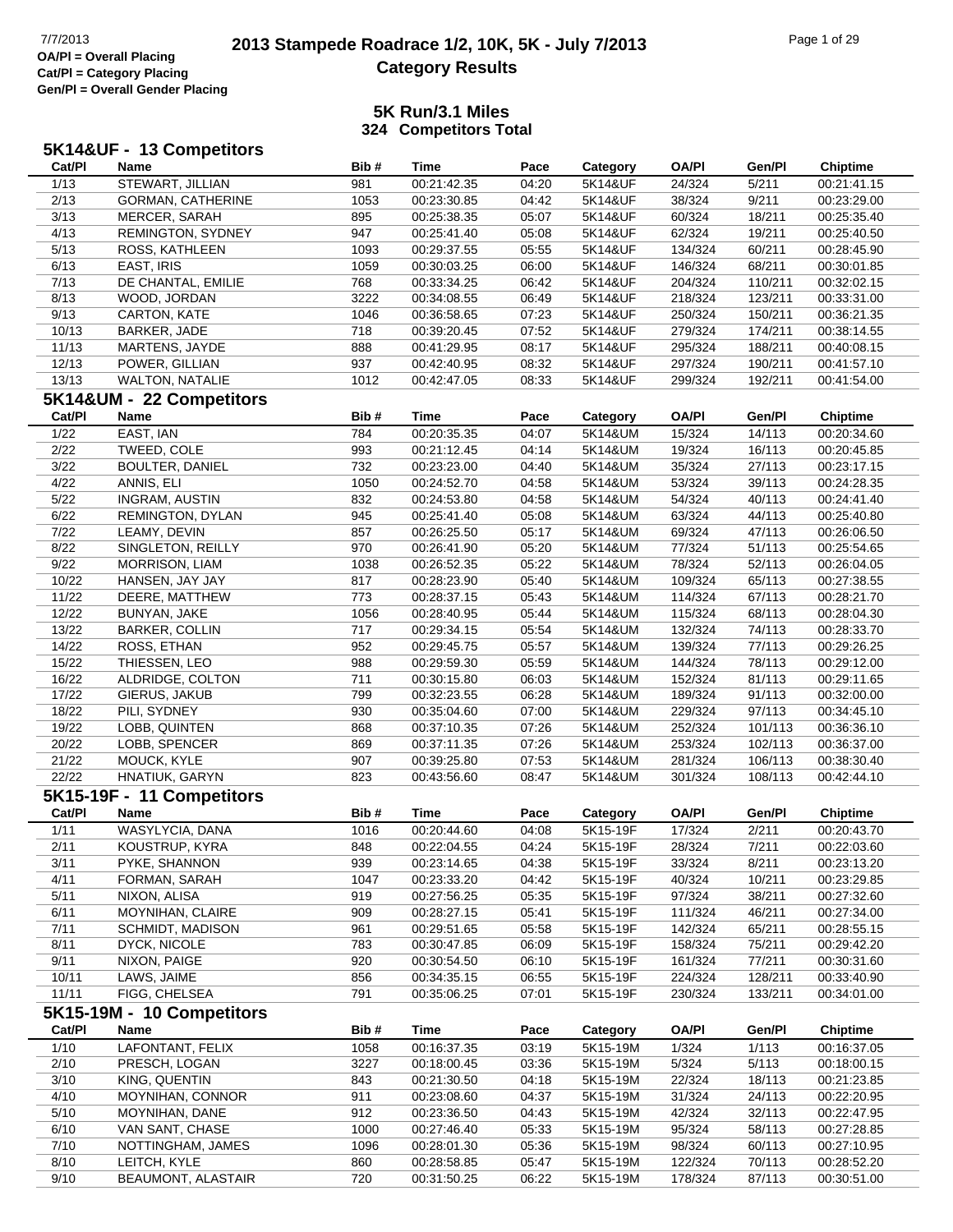OA/Pl = Overall Placing
Cat/Pl = Category Placing
Gen/Pl = Overall Gender Placing

# 2013 Stampede Roadrace 1/2, 10K, 5K - July 7/2013
## Category Results

### 5K Run/3.1 Miles
### 324 Competitors Total

#### 5K14&UF - 13 Competitors

| Cat/Pl | Name | Bib # | Time | Pace | Category | OA/Pl | Gen/Pl | Chiptime |
|---|---|---|---|---|---|---|---|---|
| 1/13 | STEWART, JILLIAN | 981 | 00:21:42.35 | 04:20 | 5K14&UF | 24/324 | 5/211 | 00:21:41.15 |
| 2/13 | GORMAN, CATHERINE | 1053 | 00:23:30.85 | 04:42 | 5K14&UF | 38/324 | 9/211 | 00:23:29.00 |
| 3/13 | MERCER, SARAH | 895 | 00:25:38.35 | 05:07 | 5K14&UF | 60/324 | 18/211 | 00:25:35.40 |
| 4/13 | REMINGTON, SYDNEY | 947 | 00:25:41.40 | 05:08 | 5K14&UF | 62/324 | 19/211 | 00:25:40.50 |
| 5/13 | ROSS, KATHLEEN | 1093 | 00:29:37.55 | 05:55 | 5K14&UF | 134/324 | 60/211 | 00:28:45.90 |
| 6/13 | EAST, IRIS | 1059 | 00:30:03.25 | 06:00 | 5K14&UF | 146/324 | 68/211 | 00:30:01.85 |
| 7/13 | DE CHANTAL, EMILIE | 768 | 00:33:34.25 | 06:42 | 5K14&UF | 204/324 | 110/211 | 00:32:02.15 |
| 8/13 | WOOD, JORDAN | 3222 | 00:34:08.55 | 06:49 | 5K14&UF | 218/324 | 123/211 | 00:33:31.00 |
| 9/13 | CARTON, KATE | 1046 | 00:36:58.65 | 07:23 | 5K14&UF | 250/324 | 150/211 | 00:36:21.35 |
| 10/13 | BARKER, JADE | 718 | 00:39:20.45 | 07:52 | 5K14&UF | 279/324 | 174/211 | 00:38:14.55 |
| 11/13 | MARTENS, JAYDE | 888 | 00:41:29.95 | 08:17 | 5K14&UF | 295/324 | 188/211 | 00:40:08.15 |
| 12/13 | POWER, GILLIAN | 937 | 00:42:40.95 | 08:32 | 5K14&UF | 297/324 | 190/211 | 00:41:57.10 |
| 13/13 | WALTON, NATALIE | 1012 | 00:42:47.05 | 08:33 | 5K14&UF | 299/324 | 192/211 | 00:41:54.00 |

#### 5K14&UM - 22 Competitors

| Cat/Pl | Name | Bib # | Time | Pace | Category | OA/Pl | Gen/Pl | Chiptime |
|---|---|---|---|---|---|---|---|---|
| 1/22 | EAST, IAN | 784 | 00:20:35.35 | 04:07 | 5K14&UM | 15/324 | 14/113 | 00:20:34.60 |
| 2/22 | TWEED, COLE | 993 | 00:21:12.45 | 04:14 | 5K14&UM | 19/324 | 16/113 | 00:20:45.85 |
| 3/22 | BOULTER, DANIEL | 732 | 00:23:23.00 | 04:40 | 5K14&UM | 35/324 | 27/113 | 00:23:17.15 |
| 4/22 | ANNIS, ELI | 1050 | 00:24:52.70 | 04:58 | 5K14&UM | 53/324 | 39/113 | 00:24:28.35 |
| 5/22 | INGRAM, AUSTIN | 832 | 00:24:53.80 | 04:58 | 5K14&UM | 54/324 | 40/113 | 00:24:41.40 |
| 6/22 | REMINGTON, DYLAN | 945 | 00:25:41.40 | 05:08 | 5K14&UM | 63/324 | 44/113 | 00:25:40.80 |
| 7/22 | LEAMY, DEVIN | 857 | 00:26:25.50 | 05:17 | 5K14&UM | 69/324 | 47/113 | 00:26:06.50 |
| 8/22 | SINGLETON, REILLY | 970 | 00:26:41.90 | 05:20 | 5K14&UM | 77/324 | 51/113 | 00:25:54.65 |
| 9/22 | MORRISON, LIAM | 1038 | 00:26:52.35 | 05:22 | 5K14&UM | 78/324 | 52/113 | 00:26:04.05 |
| 10/22 | HANSEN, JAY JAY | 817 | 00:28:23.90 | 05:40 | 5K14&UM | 109/324 | 65/113 | 00:27:38.55 |
| 11/22 | DEERE, MATTHEW | 773 | 00:28:37.15 | 05:43 | 5K14&UM | 114/324 | 67/113 | 00:28:21.70 |
| 12/22 | BUNYAN, JAKE | 1056 | 00:28:40.95 | 05:44 | 5K14&UM | 115/324 | 68/113 | 00:28:04.30 |
| 13/22 | BARKER, COLLIN | 717 | 00:29:34.15 | 05:54 | 5K14&UM | 132/324 | 74/113 | 00:28:33.70 |
| 14/22 | ROSS, ETHAN | 952 | 00:29:45.75 | 05:57 | 5K14&UM | 139/324 | 77/113 | 00:29:26.25 |
| 15/22 | THIESSEN, LEO | 988 | 00:29:59.30 | 05:59 | 5K14&UM | 144/324 | 78/113 | 00:29:12.00 |
| 16/22 | ALDRIDGE, COLTON | 711 | 00:30:15.80 | 06:03 | 5K14&UM | 152/324 | 81/113 | 00:29:11.65 |
| 17/22 | GIERUS, JAKUB | 799 | 00:32:23.55 | 06:28 | 5K14&UM | 189/324 | 91/113 | 00:32:00.00 |
| 18/22 | PILI, SYDNEY | 930 | 00:35:04.60 | 07:00 | 5K14&UM | 229/324 | 97/113 | 00:34:45.10 |
| 19/22 | LOBB, QUINTEN | 868 | 00:37:10.35 | 07:26 | 5K14&UM | 252/324 | 101/113 | 00:36:36.10 |
| 20/22 | LOBB, SPENCER | 869 | 00:37:11.35 | 07:26 | 5K14&UM | 253/324 | 102/113 | 00:36:37.00 |
| 21/22 | MOUCK, KYLE | 907 | 00:39:25.80 | 07:53 | 5K14&UM | 281/324 | 106/113 | 00:38:30.40 |
| 22/22 | HNATIUK, GARYN | 823 | 00:43:56.60 | 08:47 | 5K14&UM | 301/324 | 108/113 | 00:42:44.10 |

#### 5K15-19F - 11 Competitors

| Cat/Pl | Name | Bib # | Time | Pace | Category | OA/Pl | Gen/Pl | Chiptime |
|---|---|---|---|---|---|---|---|---|
| 1/11 | WASYLYCIA, DANA | 1016 | 00:20:44.60 | 04:08 | 5K15-19F | 17/324 | 2/211 | 00:20:43.70 |
| 2/11 | KOUSTRUP, KYRA | 848 | 00:22:04.55 | 04:24 | 5K15-19F | 28/324 | 7/211 | 00:22:03.60 |
| 3/11 | PYKE, SHANNON | 939 | 00:23:14.65 | 04:38 | 5K15-19F | 33/324 | 8/211 | 00:23:13.20 |
| 4/11 | FORMAN, SARAH | 1047 | 00:23:33.20 | 04:42 | 5K15-19F | 40/324 | 10/211 | 00:23:29.85 |
| 5/11 | NIXON, ALISA | 919 | 00:27:56.25 | 05:35 | 5K15-19F | 97/324 | 38/211 | 00:27:32.60 |
| 6/11 | MOYNIHAN, CLAIRE | 909 | 00:28:27.15 | 05:41 | 5K15-19F | 111/324 | 46/211 | 00:27:34.00 |
| 7/11 | SCHMIDT, MADISON | 961 | 00:29:51.65 | 05:58 | 5K15-19F | 142/324 | 65/211 | 00:28:55.15 |
| 8/11 | DYCK, NICOLE | 783 | 00:30:47.85 | 06:09 | 5K15-19F | 158/324 | 75/211 | 00:29:42.20 |
| 9/11 | NIXON, PAIGE | 920 | 00:30:54.50 | 06:10 | 5K15-19F | 161/324 | 77/211 | 00:30:31.60 |
| 10/11 | LAWS, JAIME | 856 | 00:34:35.15 | 06:55 | 5K15-19F | 224/324 | 128/211 | 00:33:40.90 |
| 11/11 | FIGG, CHELSEA | 791 | 00:35:06.25 | 07:01 | 5K15-19F | 230/324 | 133/211 | 00:34:01.00 |

#### 5K15-19M - 10 Competitors

| Cat/Pl | Name | Bib # | Time | Pace | Category | OA/Pl | Gen/Pl | Chiptime |
|---|---|---|---|---|---|---|---|---|
| 1/10 | LAFONTANT, FELIX | 1058 | 00:16:37.35 | 03:19 | 5K15-19M | 1/324 | 1/113 | 00:16:37.05 |
| 2/10 | PRESCH, LOGAN | 3227 | 00:18:00.45 | 03:36 | 5K15-19M | 5/324 | 5/113 | 00:18:00.15 |
| 3/10 | KING, QUENTIN | 843 | 00:21:30.50 | 04:18 | 5K15-19M | 22/324 | 18/113 | 00:21:23.85 |
| 4/10 | MOYNIHAN, CONNOR | 911 | 00:23:08.60 | 04:37 | 5K15-19M | 31/324 | 24/113 | 00:22:20.95 |
| 5/10 | MOYNIHAN, DANE | 912 | 00:23:36.50 | 04:43 | 5K15-19M | 42/324 | 32/113 | 00:22:47.95 |
| 6/10 | VAN SANT, CHASE | 1000 | 00:27:46.40 | 05:33 | 5K15-19M | 95/324 | 58/113 | 00:27:28.85 |
| 7/10 | NOTTINGHAM, JAMES | 1096 | 00:28:01.30 | 05:36 | 5K15-19M | 98/324 | 60/113 | 00:27:10.95 |
| 8/10 | LEITCH, KYLE | 860 | 00:28:58.85 | 05:47 | 5K15-19M | 122/324 | 70/113 | 00:28:52.20 |
| 9/10 | BEAUMONT, ALASTAIR | 720 | 00:31:50.25 | 06:22 | 5K15-19M | 178/324 | 87/113 | 00:30:51.00 |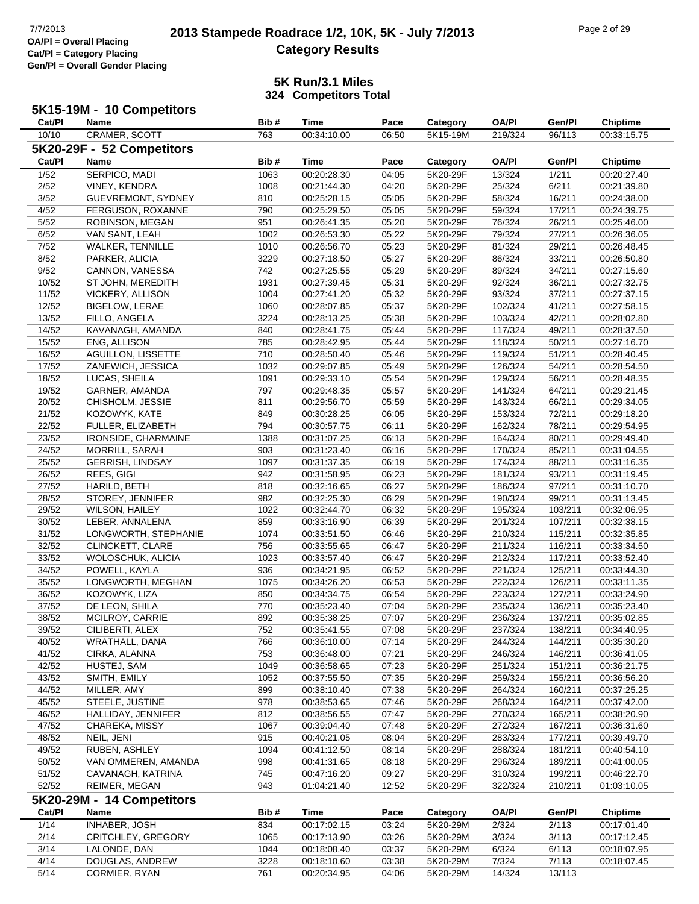## 2013 Stampede Roadrace 1/2, 10K, 5K - July 7/2013

### Category Results

OA/Pl = Overall Placing
Cat/Pl = Category Placing
Gen/Pl = Overall Gender Placing

### 5K Run/3.1 Miles
### 324 Competitors Total

### 5K15-19M - 10 Competitors

| Cat/Pl | Name | Bib # | Time | Pace | Category | OA/Pl | Gen/Pl | Chiptime |
|---|---|---|---|---|---|---|---|---|
| 10/10 | CRAMER, SCOTT | 763 | 00:34:10.00 | 06:50 | 5K15-19M | 219/324 | 96/113 | 00:33:15.75 |

### 5K20-29F - 52 Competitors

| Cat/Pl | Name | Bib # | Time | Pace | Category | OA/Pl | Gen/Pl | Chiptime |
|---|---|---|---|---|---|---|---|---|
| 1/52 | SERPICO, MADI | 1063 | 00:20:28.30 | 04:05 | 5K20-29F | 13/324 | 1/211 | 00:20:27.40 |
| 2/52 | VINEY, KENDRA | 1008 | 00:21:44.30 | 04:20 | 5K20-29F | 25/324 | 6/211 | 00:21:39.80 |
| 3/52 | GUEVREMONT, SYDNEY | 810 | 00:25:28.15 | 05:05 | 5K20-29F | 58/324 | 16/211 | 00:24:38.00 |
| 4/52 | FERGUSON, ROXANNE | 790 | 00:25:29.50 | 05:05 | 5K20-29F | 59/324 | 17/211 | 00:24:39.75 |
| 5/52 | ROBINSON, MEGAN | 951 | 00:26:41.35 | 05:20 | 5K20-29F | 76/324 | 26/211 | 00:25:46.00 |
| 6/52 | VAN SANT, LEAH | 1002 | 00:26:53.30 | 05:22 | 5K20-29F | 79/324 | 27/211 | 00:26:36.05 |
| 7/52 | WALKER, TENNILLE | 1010 | 00:26:56.70 | 05:23 | 5K20-29F | 81/324 | 29/211 | 00:26:48.45 |
| 8/52 | PARKER, ALICIA | 3229 | 00:27:18.50 | 05:27 | 5K20-29F | 86/324 | 33/211 | 00:26:50.80 |
| 9/52 | CANNON, VANESSA | 742 | 00:27:25.55 | 05:29 | 5K20-29F | 89/324 | 34/211 | 00:27:15.60 |
| 10/52 | ST JOHN, MEREDITH | 1931 | 00:27:39.45 | 05:31 | 5K20-29F | 92/324 | 36/211 | 00:27:32.75 |
| 11/52 | VICKERY, ALLISON | 1004 | 00:27:41.20 | 05:32 | 5K20-29F | 93/324 | 37/211 | 00:27:37.15 |
| 12/52 | BIGELOW, LERAE | 1060 | 00:28:07.85 | 05:37 | 5K20-29F | 102/324 | 41/211 | 00:27:58.15 |
| 13/52 | FILLO, ANGELA | 3224 | 00:28:13.25 | 05:38 | 5K20-29F | 103/324 | 42/211 | 00:28:02.80 |
| 14/52 | KAVANAGH, AMANDA | 840 | 00:28:41.75 | 05:44 | 5K20-29F | 117/324 | 49/211 | 00:28:37.50 |
| 15/52 | ENG, ALLISON | 785 | 00:28:42.95 | 05:44 | 5K20-29F | 118/324 | 50/211 | 00:27:16.70 |
| 16/52 | AGUILLON, LISSETTE | 710 | 00:28:50.40 | 05:46 | 5K20-29F | 119/324 | 51/211 | 00:28:40.45 |
| 17/52 | ZANEWICH, JESSICA | 1032 | 00:29:07.85 | 05:49 | 5K20-29F | 126/324 | 54/211 | 00:28:54.50 |
| 18/52 | LUCAS, SHEILA | 1091 | 00:29:33.10 | 05:54 | 5K20-29F | 129/324 | 56/211 | 00:28:48.35 |
| 19/52 | GARNER, AMANDA | 797 | 00:29:48.35 | 05:57 | 5K20-29F | 141/324 | 64/211 | 00:29:21.45 |
| 20/52 | CHISHOLM, JESSIE | 811 | 00:29:56.70 | 05:59 | 5K20-29F | 143/324 | 66/211 | 00:29:34.05 |
| 21/52 | KOZOWYK, KATE | 849 | 00:30:28.25 | 06:05 | 5K20-29F | 153/324 | 72/211 | 00:29:18.20 |
| 22/52 | FULLER, ELIZABETH | 794 | 00:30:57.75 | 06:11 | 5K20-29F | 162/324 | 78/211 | 00:29:54.95 |
| 23/52 | IRONSIDE, CHARMAINE | 1388 | 00:31:07.25 | 06:13 | 5K20-29F | 164/324 | 80/211 | 00:29:49.40 |
| 24/52 | MORRILL, SARAH | 903 | 00:31:23.40 | 06:16 | 5K20-29F | 170/324 | 85/211 | 00:31:04.55 |
| 25/52 | GERRISH, LINDSAY | 1097 | 00:31:37.35 | 06:19 | 5K20-29F | 174/324 | 88/211 | 00:31:16.35 |
| 26/52 | REES, GIGI | 942 | 00:31:58.95 | 06:23 | 5K20-29F | 181/324 | 93/211 | 00:31:19.45 |
| 27/52 | HARILD, BETH | 818 | 00:32:16.65 | 06:27 | 5K20-29F | 186/324 | 97/211 | 00:31:10.70 |
| 28/52 | STOREY, JENNIFER | 982 | 00:32:25.30 | 06:29 | 5K20-29F | 190/324 | 99/211 | 00:31:13.45 |
| 29/52 | WILSON, HAILEY | 1022 | 00:32:44.70 | 06:32 | 5K20-29F | 195/324 | 103/211 | 00:32:06.95 |
| 30/52 | LEBER, ANNALENA | 859 | 00:33:16.90 | 06:39 | 5K20-29F | 201/324 | 107/211 | 00:32:38.15 |
| 31/52 | LONGWORTH, STEPHANIE | 1074 | 00:33:51.50 | 06:46 | 5K20-29F | 210/324 | 115/211 | 00:32:35.85 |
| 32/52 | CLINCKETT, CLARE | 756 | 00:33:55.65 | 06:47 | 5K20-29F | 211/324 | 116/211 | 00:33:34.50 |
| 33/52 | WOLOSCHUK, ALICIA | 1023 | 00:33:57.40 | 06:47 | 5K20-29F | 212/324 | 117/211 | 00:33:52.40 |
| 34/52 | POWELL, KAYLA | 936 | 00:34:21.95 | 06:52 | 5K20-29F | 221/324 | 125/211 | 00:33:44.30 |
| 35/52 | LONGWORTH, MEGHAN | 1075 | 00:34:26.20 | 06:53 | 5K20-29F | 222/324 | 126/211 | 00:33:11.35 |
| 36/52 | KOZOWYK, LIZA | 850 | 00:34:34.75 | 06:54 | 5K20-29F | 223/324 | 127/211 | 00:33:24.90 |
| 37/52 | DE LEON, SHILA | 770 | 00:35:23.40 | 07:04 | 5K20-29F | 235/324 | 136/211 | 00:35:23.40 |
| 38/52 | MCILROY, CARRIE | 892 | 00:35:38.25 | 07:07 | 5K20-29F | 236/324 | 137/211 | 00:35:02.85 |
| 39/52 | CILIBERTI, ALEX | 752 | 00:35:41.55 | 07:08 | 5K20-29F | 237/324 | 138/211 | 00:34:40.95 |
| 40/52 | WRATHALL, DANA | 766 | 00:36:10.00 | 07:14 | 5K20-29F | 244/324 | 144/211 | 00:35:30.20 |
| 41/52 | CIRKA, ALANNA | 753 | 00:36:48.00 | 07:21 | 5K20-29F | 246/324 | 146/211 | 00:36:41.05 |
| 42/52 | HUSTEJ, SAM | 1049 | 00:36:58.65 | 07:23 | 5K20-29F | 251/324 | 151/211 | 00:36:21.75 |
| 43/52 | SMITH, EMILY | 1052 | 00:37:55.50 | 07:35 | 5K20-29F | 259/324 | 155/211 | 00:36:56.20 |
| 44/52 | MILLER, AMY | 899 | 00:38:10.40 | 07:38 | 5K20-29F | 264/324 | 160/211 | 00:37:25.25 |
| 45/52 | STEELE, JUSTINE | 978 | 00:38:53.65 | 07:46 | 5K20-29F | 268/324 | 164/211 | 00:37:42.00 |
| 46/52 | HALLIDAY, JENNIFER | 812 | 00:38:56.55 | 07:47 | 5K20-29F | 270/324 | 165/211 | 00:38:20.90 |
| 47/52 | CHAREKA, MISSY | 1067 | 00:39:04.40 | 07:48 | 5K20-29F | 272/324 | 167/211 | 00:36:31.60 |
| 48/52 | NEIL, JENI | 915 | 00:40:21.05 | 08:04 | 5K20-29F | 283/324 | 177/211 | 00:39:49.70 |
| 49/52 | RUBEN, ASHLEY | 1094 | 00:41:12.50 | 08:14 | 5K20-29F | 288/324 | 181/211 | 00:40:54.10 |
| 50/52 | VAN OMMEREN, AMANDA | 998 | 00:41:31.65 | 08:18 | 5K20-29F | 296/324 | 189/211 | 00:41:00.05 |
| 51/52 | CAVANAGH, KATRINA | 745 | 00:47:16.20 | 09:27 | 5K20-29F | 310/324 | 199/211 | 00:46:22.70 |
| 52/52 | REIMER, MEGAN | 943 | 01:04:21.40 | 12:52 | 5K20-29F | 322/324 | 210/211 | 01:03:10.05 |

### 5K20-29M - 14 Competitors

| Cat/Pl | Name | Bib # | Time | Pace | Category | OA/Pl | Gen/Pl | Chiptime |
|---|---|---|---|---|---|---|---|---|
| 1/14 | INHABER, JOSH | 834 | 00:17:02.15 | 03:24 | 5K20-29M | 2/324 | 2/113 | 00:17:01.40 |
| 2/14 | CRITCHLEY, GREGORY | 1065 | 00:17:13.90 | 03:26 | 5K20-29M | 3/324 | 3/113 | 00:17:12.45 |
| 3/14 | LALONDE, DAN | 1044 | 00:18:08.40 | 03:37 | 5K20-29M | 6/324 | 6/113 | 00:18:07.95 |
| 4/14 | DOUGLAS, ANDREW | 3228 | 00:18:10.60 | 03:38 | 5K20-29M | 7/324 | 7/113 | 00:18:07.45 |
| 5/14 | CORMIER, RYAN | 761 | 00:20:34.95 | 04:06 | 5K20-29M | 14/324 | 13/113 | |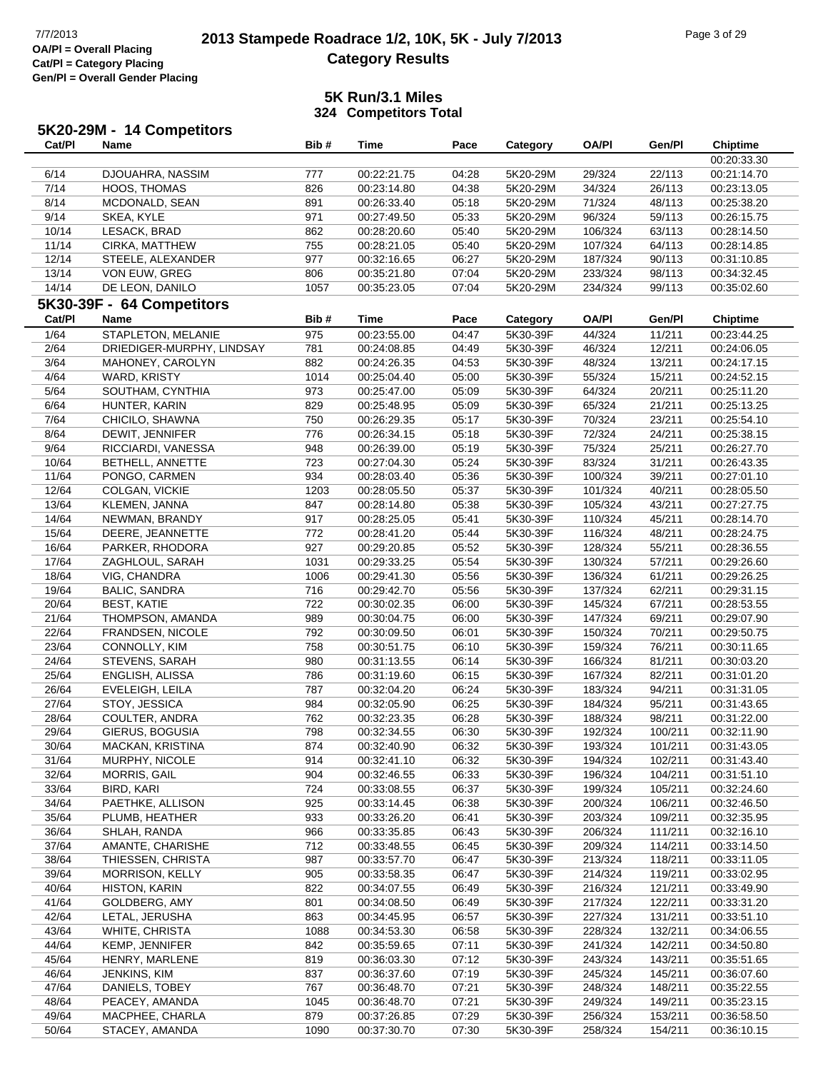**5K Run/3.1 Miles**
**324 Competitors Total**

### 5K20-29M - 14 Competitors

| Cat/Pl | Name | Bib # | Time | Pace | Category | OA/Pl | Gen/Pl | Chiptime |
|---|---|---|---|---|---|---|---|---|
| | | | | | | | | 00:20:33.30 |
| 6/14 | DJOUAHRA, NASSIM | 777 | 00:22:21.75 | 04:28 | 5K20-29M | 29/324 | 22/113 | 00:21:14.70 |
| 7/14 | HOOS, THOMAS | 826 | 00:23:14.80 | 04:38 | 5K20-29M | 34/324 | 26/113 | 00:23:13.05 |
| 8/14 | MCDONALD, SEAN | 891 | 00:26:33.40 | 05:18 | 5K20-29M | 71/324 | 48/113 | 00:25:38.20 |
| 9/14 | SKEA, KYLE | 971 | 00:27:49.50 | 05:33 | 5K20-29M | 96/324 | 59/113 | 00:26:15.75 |
| 10/14 | LESACK, BRAD | 862 | 00:28:20.60 | 05:40 | 5K20-29M | 106/324 | 63/113 | 00:28:14.50 |
| 11/14 | CIRKA, MATTHEW | 755 | 00:28:21.05 | 05:40 | 5K20-29M | 107/324 | 64/113 | 00:28:14.85 |
| 12/14 | STEELE, ALEXANDER | 977 | 00:32:16.65 | 06:27 | 5K20-29M | 187/324 | 90/113 | 00:31:10.85 |
| 13/14 | VON EUW, GREG | 806 | 00:35:21.80 | 07:04 | 5K20-29M | 233/324 | 98/113 | 00:34:32.45 |
| 14/14 | DE LEON, DANILO | 1057 | 00:35:23.05 | 07:04 | 5K20-29M | 234/324 | 99/113 | 00:35:02.60 |

### 5K30-39F - 64 Competitors

| Cat/Pl | Name | Bib # | Time | Pace | Category | OA/Pl | Gen/Pl | Chiptime |
|---|---|---|---|---|---|---|---|---|
| 1/64 | STAPLETON, MELANIE | 975 | 00:23:55.00 | 04:47 | 5K30-39F | 44/324 | 11/211 | 00:23:44.25 |
| 2/64 | DRIEDIGER-MURPHY, LINDSAY | 781 | 00:24:08.85 | 04:49 | 5K30-39F | 46/324 | 12/211 | 00:24:06.05 |
| 3/64 | MAHONEY, CAROLYN | 882 | 00:24:26.35 | 04:53 | 5K30-39F | 48/324 | 13/211 | 00:24:17.15 |
| 4/64 | WARD, KRISTY | 1014 | 00:25:04.40 | 05:00 | 5K30-39F | 55/324 | 15/211 | 00:24:52.15 |
| 5/64 | SOUTHAM, CYNTHIA | 973 | 00:25:47.00 | 05:09 | 5K30-39F | 64/324 | 20/211 | 00:25:11.20 |
| 6/64 | HUNTER, KARIN | 829 | 00:25:48.95 | 05:09 | 5K30-39F | 65/324 | 21/211 | 00:25:13.25 |
| 7/64 | CHICILO, SHAWNA | 750 | 00:26:29.35 | 05:17 | 5K30-39F | 70/324 | 23/211 | 00:25:54.10 |
| 8/64 | DEWIT, JENNIFER | 776 | 00:26:34.15 | 05:18 | 5K30-39F | 72/324 | 24/211 | 00:25:38.15 |
| 9/64 | RICCIARDI, VANESSA | 948 | 00:26:39.00 | 05:19 | 5K30-39F | 75/324 | 25/211 | 00:26:27.70 |
| 10/64 | BETHELL, ANNETTE | 723 | 00:27:04.30 | 05:24 | 5K30-39F | 83/324 | 31/211 | 00:26:43.35 |
| 11/64 | PONGO, CARMEN | 934 | 00:28:03.40 | 05:36 | 5K30-39F | 100/324 | 39/211 | 00:27:01.10 |
| 12/64 | COLGAN, VICKIE | 1203 | 00:28:05.50 | 05:37 | 5K30-39F | 101/324 | 40/211 | 00:28:05.50 |
| 13/64 | KLEMEN, JANNA | 847 | 00:28:14.80 | 05:38 | 5K30-39F | 105/324 | 43/211 | 00:27:27.75 |
| 14/64 | NEWMAN, BRANDY | 917 | 00:28:25.05 | 05:41 | 5K30-39F | 110/324 | 45/211 | 00:28:14.70 |
| 15/64 | DEERE, JEANNETTE | 772 | 00:28:41.20 | 05:44 | 5K30-39F | 116/324 | 48/211 | 00:28:24.75 |
| 16/64 | PARKER, RHODORA | 927 | 00:29:20.85 | 05:52 | 5K30-39F | 128/324 | 55/211 | 00:28:36.55 |
| 17/64 | ZAGHLOUL, SARAH | 1031 | 00:29:33.25 | 05:54 | 5K30-39F | 130/324 | 57/211 | 00:29:26.60 |
| 18/64 | VIG, CHANDRA | 1006 | 00:29:41.30 | 05:56 | 5K30-39F | 136/324 | 61/211 | 00:29:26.25 |
| 19/64 | BALIC, SANDRA | 716 | 00:29:42.70 | 05:56 | 5K30-39F | 137/324 | 62/211 | 00:29:31.15 |
| 20/64 | BEST, KATIE | 722 | 00:30:02.35 | 06:00 | 5K30-39F | 145/324 | 67/211 | 00:28:53.55 |
| 21/64 | THOMPSON, AMANDA | 989 | 00:30:04.75 | 06:00 | 5K30-39F | 147/324 | 69/211 | 00:29:07.90 |
| 22/64 | FRANDSEN, NICOLE | 792 | 00:30:09.50 | 06:01 | 5K30-39F | 150/324 | 70/211 | 00:29:50.75 |
| 23/64 | CONNOLLY, KIM | 758 | 00:30:51.75 | 06:10 | 5K30-39F | 159/324 | 76/211 | 00:30:11.65 |
| 24/64 | STEVENS, SARAH | 980 | 00:31:13.55 | 06:14 | 5K30-39F | 166/324 | 81/211 | 00:30:03.20 |
| 25/64 | ENGLISH, ALISSA | 786 | 00:31:19.60 | 06:15 | 5K30-39F | 167/324 | 82/211 | 00:31:01.20 |
| 26/64 | EVELEIGH, LEILA | 787 | 00:32:04.20 | 06:24 | 5K30-39F | 183/324 | 94/211 | 00:31:31.05 |
| 27/64 | STOY, JESSICA | 984 | 00:32:05.90 | 06:25 | 5K30-39F | 184/324 | 95/211 | 00:31:43.65 |
| 28/64 | COULTER, ANDRA | 762 | 00:32:23.35 | 06:28 | 5K30-39F | 188/324 | 98/211 | 00:31:22.00 |
| 29/64 | GIERUS, BOGUSIA | 798 | 00:32:34.55 | 06:30 | 5K30-39F | 192/324 | 100/211 | 00:32:11.90 |
| 30/64 | MACKAN, KRISTINA | 874 | 00:32:40.90 | 06:32 | 5K30-39F | 193/324 | 101/211 | 00:31:43.05 |
| 31/64 | MURPHY, NICOLE | 914 | 00:32:41.10 | 06:32 | 5K30-39F | 194/324 | 102/211 | 00:31:43.40 |
| 32/64 | MORRIS, GAIL | 904 | 00:32:46.55 | 06:33 | 5K30-39F | 196/324 | 104/211 | 00:31:51.10 |
| 33/64 | BIRD, KARI | 724 | 00:33:08.55 | 06:37 | 5K30-39F | 199/324 | 105/211 | 00:32:24.60 |
| 34/64 | PAETHKE, ALLISON | 925 | 00:33:14.45 | 06:38 | 5K30-39F | 200/324 | 106/211 | 00:32:46.50 |
| 35/64 | PLUMB, HEATHER | 933 | 00:33:26.20 | 06:41 | 5K30-39F | 203/324 | 109/211 | 00:32:35.95 |
| 36/64 | SHLAH, RANDA | 966 | 00:33:35.85 | 06:43 | 5K30-39F | 206/324 | 111/211 | 00:32:16.10 |
| 37/64 | AMANTE, CHARISHE | 712 | 00:33:48.55 | 06:45 | 5K30-39F | 209/324 | 114/211 | 00:33:14.50 |
| 38/64 | THIESSEN, CHRISTA | 987 | 00:33:57.70 | 06:47 | 5K30-39F | 213/324 | 118/211 | 00:33:11.05 |
| 39/64 | MORRISON, KELLY | 905 | 00:33:58.35 | 06:47 | 5K30-39F | 214/324 | 119/211 | 00:33:02.95 |
| 40/64 | HISTON, KARIN | 822 | 00:34:07.55 | 06:49 | 5K30-39F | 216/324 | 121/211 | 00:33:49.90 |
| 41/64 | GOLDBERG, AMY | 801 | 00:34:08.50 | 06:49 | 5K30-39F | 217/324 | 122/211 | 00:33:31.20 |
| 42/64 | LETAL, JERUSHA | 863 | 00:34:45.95 | 06:57 | 5K30-39F | 227/324 | 131/211 | 00:33:51.10 |
| 43/64 | WHITE, CHRISTA | 1088 | 00:34:53.30 | 06:58 | 5K30-39F | 228/324 | 132/211 | 00:34:06.55 |
| 44/64 | KEMP, JENNIFER | 842 | 00:35:59.65 | 07:11 | 5K30-39F | 241/324 | 142/211 | 00:34:50.80 |
| 45/64 | HENRY, MARLENE | 819 | 00:36:03.30 | 07:12 | 5K30-39F | 243/324 | 143/211 | 00:35:51.65 |
| 46/64 | JENKINS, KIM | 837 | 00:36:37.60 | 07:19 | 5K30-39F | 245/324 | 145/211 | 00:36:07.60 |
| 47/64 | DANIELS, TOBEY | 767 | 00:36:48.70 | 07:21 | 5K30-39F | 248/324 | 148/211 | 00:35:22.55 |
| 48/64 | PEACEY, AMANDA | 1045 | 00:36:48.70 | 07:21 | 5K30-39F | 249/324 | 149/211 | 00:35:23.15 |
| 49/64 | MACPHEE, CHARLA | 879 | 00:37:26.85 | 07:29 | 5K30-39F | 256/324 | 153/211 | 00:36:58.50 |
| 50/64 | STACEY, AMANDA | 1090 | 00:37:30.70 | 07:30 | 5K30-39F | 258/324 | 154/211 | 00:36:10.15 |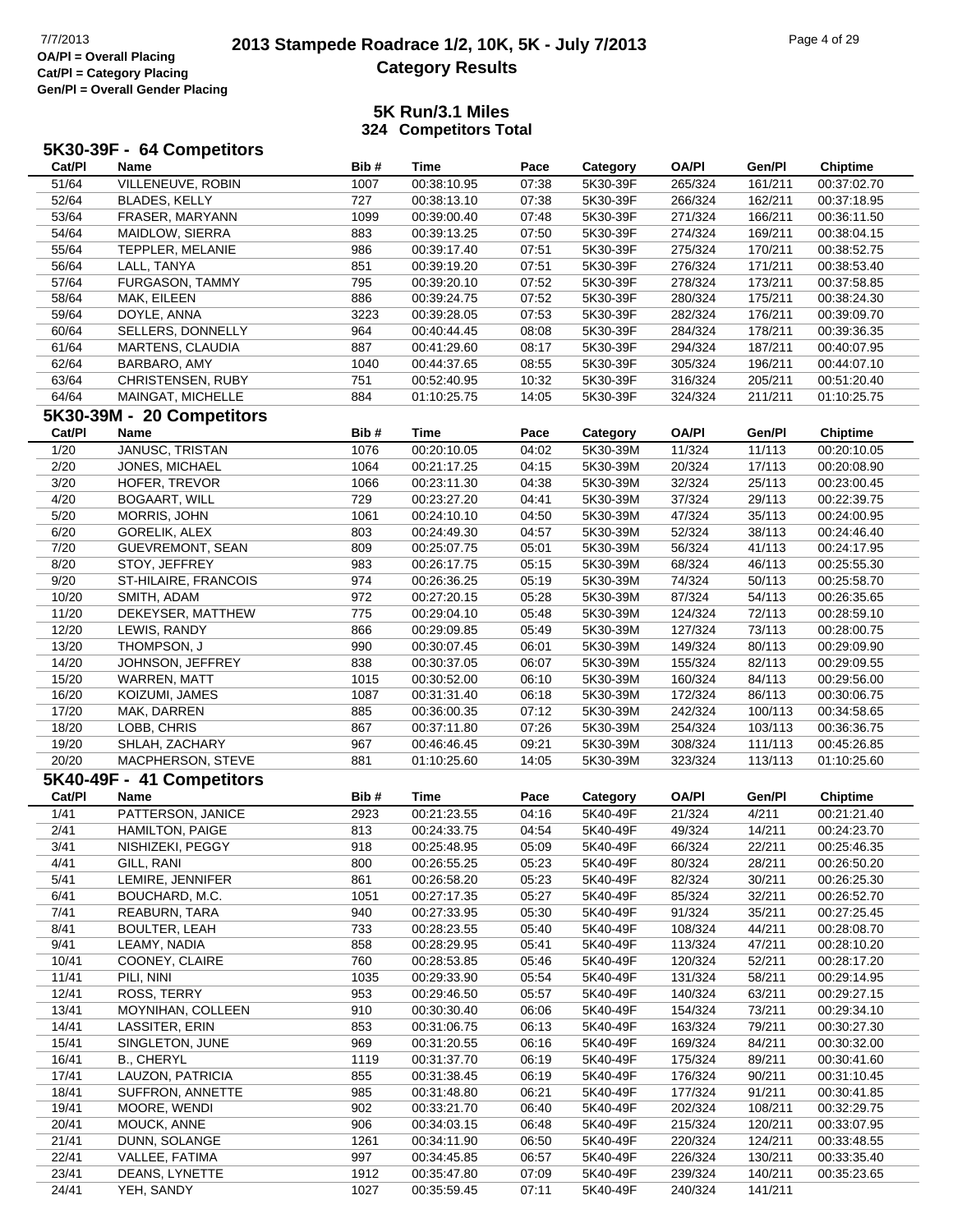## 5K Run/3.1 Miles
### 324 Competitors Total

### 5K30-39F - 64 Competitors

| Cat/Pl | Name | Bib # | Time | Pace | Category | OA/Pl | Gen/Pl | Chiptime |
|---|---|---|---|---|---|---|---|---|
| 51/64 | VILLENEUVE, ROBIN | 1007 | 00:38:10.95 | 07:38 | 5K30-39F | 265/324 | 161/211 | 00:37:02.70 |
| 52/64 | BLADES, KELLY | 727 | 00:38:13.10 | 07:38 | 5K30-39F | 266/324 | 162/211 | 00:37:18.95 |
| 53/64 | FRASER, MARYANN | 1099 | 00:39:00.40 | 07:48 | 5K30-39F | 271/324 | 166/211 | 00:36:11.50 |
| 54/64 | MAIDLOW, SIERRA | 883 | 00:39:13.25 | 07:50 | 5K30-39F | 274/324 | 169/211 | 00:38:04.15 |
| 55/64 | TEPPLER, MELANIE | 986 | 00:39:17.40 | 07:51 | 5K30-39F | 275/324 | 170/211 | 00:38:52.75 |
| 56/64 | LALL, TANYA | 851 | 00:39:19.20 | 07:51 | 5K30-39F | 276/324 | 171/211 | 00:38:53.40 |
| 57/64 | FURGASON, TAMMY | 795 | 00:39:20.10 | 07:52 | 5K30-39F | 278/324 | 173/211 | 00:37:58.85 |
| 58/64 | MAK, EILEEN | 886 | 00:39:24.75 | 07:52 | 5K30-39F | 280/324 | 175/211 | 00:38:24.30 |
| 59/64 | DOYLE, ANNA | 3223 | 00:39:28.05 | 07:53 | 5K30-39F | 282/324 | 176/211 | 00:39:09.70 |
| 60/64 | SELLERS, DONNELLY | 964 | 00:40:44.45 | 08:08 | 5K30-39F | 284/324 | 178/211 | 00:39:36.35 |
| 61/64 | MARTENS, CLAUDIA | 887 | 00:41:29.60 | 08:17 | 5K30-39F | 294/324 | 187/211 | 00:40:07.95 |
| 62/64 | BARBARO, AMY | 1040 | 00:44:37.65 | 08:55 | 5K30-39F | 305/324 | 196/211 | 00:44:07.10 |
| 63/64 | CHRISTENSEN, RUBY | 751 | 00:52:40.95 | 10:32 | 5K30-39F | 316/324 | 205/211 | 00:51:20.40 |
| 64/64 | MAINGAT, MICHELLE | 884 | 01:10:25.75 | 14:05 | 5K30-39F | 324/324 | 211/211 | 01:10:25.75 |

### 5K30-39M - 20 Competitors

| Cat/Pl | Name | Bib # | Time | Pace | Category | OA/Pl | Gen/Pl | Chiptime |
|---|---|---|---|---|---|---|---|---|
| 1/20 | JANUSC, TRISTAN | 1076 | 00:20:10.05 | 04:02 | 5K30-39M | 11/324 | 11/113 | 00:20:10.05 |
| 2/20 | JONES, MICHAEL | 1064 | 00:21:17.25 | 04:15 | 5K30-39M | 20/324 | 17/113 | 00:20:08.90 |
| 3/20 | HOFER, TREVOR | 1066 | 00:23:11.30 | 04:38 | 5K30-39M | 32/324 | 25/113 | 00:23:00.45 |
| 4/20 | BOGAART, WILL | 729 | 00:23:27.20 | 04:41 | 5K30-39M | 37/324 | 29/113 | 00:22:39.75 |
| 5/20 | MORRIS, JOHN | 1061 | 00:24:10.10 | 04:50 | 5K30-39M | 47/324 | 35/113 | 00:24:00.95 |
| 6/20 | GORELIK, ALEX | 803 | 00:24:49.30 | 04:57 | 5K30-39M | 52/324 | 38/113 | 00:24:46.40 |
| 7/20 | GUEVREMONT, SEAN | 809 | 00:25:07.75 | 05:01 | 5K30-39M | 56/324 | 41/113 | 00:24:17.95 |
| 8/20 | STOY, JEFFREY | 983 | 00:26:17.75 | 05:15 | 5K30-39M | 68/324 | 46/113 | 00:25:55.30 |
| 9/20 | ST-HILAIRE, FRANCOIS | 974 | 00:26:36.25 | 05:19 | 5K30-39M | 74/324 | 50/113 | 00:25:58.70 |
| 10/20 | SMITH, ADAM | 972 | 00:27:20.15 | 05:28 | 5K30-39M | 87/324 | 54/113 | 00:26:35.65 |
| 11/20 | DEKEYSER, MATTHEW | 775 | 00:29:04.10 | 05:48 | 5K30-39M | 124/324 | 72/113 | 00:28:59.10 |
| 12/20 | LEWIS, RANDY | 866 | 00:29:09.85 | 05:49 | 5K30-39M | 127/324 | 73/113 | 00:28:00.75 |
| 13/20 | THOMPSON, J | 990 | 00:30:07.45 | 06:01 | 5K30-39M | 149/324 | 80/113 | 00:29:09.90 |
| 14/20 | JOHNSON, JEFFREY | 838 | 00:30:37.05 | 06:07 | 5K30-39M | 155/324 | 82/113 | 00:29:09.55 |
| 15/20 | WARREN, MATT | 1015 | 00:30:52.00 | 06:10 | 5K30-39M | 160/324 | 84/113 | 00:29:56.00 |
| 16/20 | KOIZUMI, JAMES | 1087 | 00:31:31.40 | 06:18 | 5K30-39M | 172/324 | 86/113 | 00:30:06.75 |
| 17/20 | MAK, DARREN | 885 | 00:36:00.35 | 07:12 | 5K30-39M | 242/324 | 100/113 | 00:34:58.65 |
| 18/20 | LOBB, CHRIS | 867 | 00:37:11.80 | 07:26 | 5K30-39M | 254/324 | 103/113 | 00:36:36.75 |
| 19/20 | SHLAH, ZACHARY | 967 | 00:46:46.45 | 09:21 | 5K30-39M | 308/324 | 111/113 | 00:45:26.85 |
| 20/20 | MACPHERSON, STEVE | 881 | 01:10:25.60 | 14:05 | 5K30-39M | 323/324 | 113/113 | 01:10:25.60 |

### 5K40-49F - 41 Competitors

| Cat/Pl | Name | Bib # | Time | Pace | Category | OA/Pl | Gen/Pl | Chiptime |
|---|---|---|---|---|---|---|---|---|
| 1/41 | PATTERSON, JANICE | 2923 | 00:21:23.55 | 04:16 | 5K40-49F | 21/324 | 4/211 | 00:21:21.40 |
| 2/41 | HAMILTON, PAIGE | 813 | 00:24:33.75 | 04:54 | 5K40-49F | 49/324 | 14/211 | 00:24:23.70 |
| 3/41 | NISHIZEKI, PEGGY | 918 | 00:25:48.95 | 05:09 | 5K40-49F | 66/324 | 22/211 | 00:25:46.35 |
| 4/41 | GILL, RANI | 800 | 00:26:55.25 | 05:23 | 5K40-49F | 80/324 | 28/211 | 00:26:50.20 |
| 5/41 | LEMIRE, JENNIFER | 861 | 00:26:58.20 | 05:23 | 5K40-49F | 82/324 | 30/211 | 00:26:25.30 |
| 6/41 | BOUCHARD, M.C. | 1051 | 00:27:17.35 | 05:27 | 5K40-49F | 85/324 | 32/211 | 00:26:52.70 |
| 7/41 | REABURN, TARA | 940 | 00:27:33.95 | 05:30 | 5K40-49F | 91/324 | 35/211 | 00:27:25.45 |
| 8/41 | BOULTER, LEAH | 733 | 00:28:23.55 | 05:40 | 5K40-49F | 108/324 | 44/211 | 00:28:08.70 |
| 9/41 | LEAMY, NADIA | 858 | 00:28:29.95 | 05:41 | 5K40-49F | 113/324 | 47/211 | 00:28:10.20 |
| 10/41 | COONEY, CLAIRE | 760 | 00:28:53.85 | 05:46 | 5K40-49F | 120/324 | 52/211 | 00:28:17.20 |
| 11/41 | PILI, NINI | 1035 | 00:29:33.90 | 05:54 | 5K40-49F | 131/324 | 58/211 | 00:29:14.95 |
| 12/41 | ROSS, TERRY | 953 | 00:29:46.50 | 05:57 | 5K40-49F | 140/324 | 63/211 | 00:29:27.15 |
| 13/41 | MOYNIHAN, COLLEEN | 910 | 00:30:30.40 | 06:06 | 5K40-49F | 154/324 | 73/211 | 00:29:34.10 |
| 14/41 | LASSITER, ERIN | 853 | 00:31:06.75 | 06:13 | 5K40-49F | 163/324 | 79/211 | 00:30:27.30 |
| 15/41 | SINGLETON, JUNE | 969 | 00:31:20.55 | 06:16 | 5K40-49F | 169/324 | 84/211 | 00:30:32.00 |
| 16/41 | B., CHERYL | 1119 | 00:31:37.70 | 06:19 | 5K40-49F | 175/324 | 89/211 | 00:30:41.60 |
| 17/41 | LAUZON, PATRICIA | 855 | 00:31:38.45 | 06:19 | 5K40-49F | 176/324 | 90/211 | 00:31:10.45 |
| 18/41 | SUFFRON, ANNETTE | 985 | 00:31:48.80 | 06:21 | 5K40-49F | 177/324 | 91/211 | 00:30:41.85 |
| 19/41 | MOORE, WENDI | 902 | 00:33:21.70 | 06:40 | 5K40-49F | 202/324 | 108/211 | 00:32:29.75 |
| 20/41 | MOUCK, ANNE | 906 | 00:34:03.15 | 06:48 | 5K40-49F | 215/324 | 120/211 | 00:33:07.95 |
| 21/41 | DUNN, SOLANGE | 1261 | 00:34:11.90 | 06:50 | 5K40-49F | 220/324 | 124/211 | 00:33:48.55 |
| 22/41 | VALLEE, FATIMA | 997 | 00:34:45.85 | 06:57 | 5K40-49F | 226/324 | 130/211 | 00:33:35.40 |
| 23/41 | DEANS, LYNETTE | 1912 | 00:35:47.80 | 07:09 | 5K40-49F | 239/324 | 140/211 | 00:35:23.65 |
| 24/41 | YEH, SANDY | 1027 | 00:35:59.45 | 07:11 | 5K40-49F | 240/324 | 141/211 | |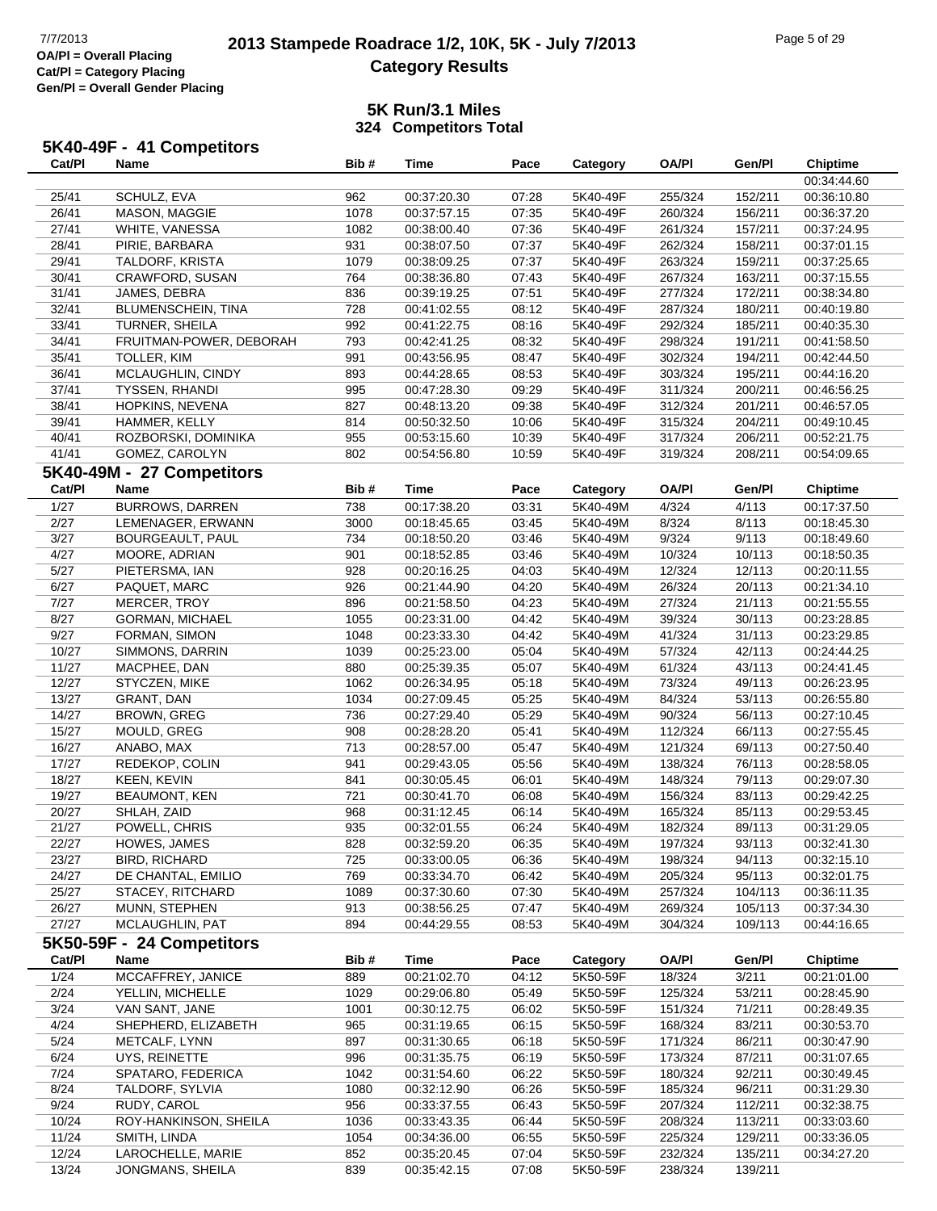# 2013 Stampede Roadrace 1/2, 10K, 5K - July 7/2013

## Category Results

OA/Pl = Overall Placing
Cat/Pl = Category Placing
Gen/Pl = Overall Gender Placing

### 5K Run/3.1 Miles
### 324 Competitors Total

### 5K40-49F - 41 Competitors

| Cat/Pl | Name | Bib # | Time | Pace | Category | OA/Pl | Gen/Pl | Chiptime |
|---|---|---|---|---|---|---|---|---|
| | | | | | | | | 00:34:44.60 |
| 25/41 | SCHULZ, EVA | 962 | 00:37:20.30 | 07:28 | 5K40-49F | 255/324 | 152/211 | 00:36:10.80 |
| 26/41 | MASON, MAGGIE | 1078 | 00:37:57.15 | 07:35 | 5K40-49F | 260/324 | 156/211 | 00:36:37.20 |
| 27/41 | WHITE, VANESSA | 1082 | 00:38:00.40 | 07:36 | 5K40-49F | 261/324 | 157/211 | 00:37:24.95 |
| 28/41 | PIRIE, BARBARA | 931 | 00:38:07.50 | 07:37 | 5K40-49F | 262/324 | 158/211 | 00:37:01.15 |
| 29/41 | TALDORF, KRISTA | 1079 | 00:38:09.25 | 07:37 | 5K40-49F | 263/324 | 159/211 | 00:37:25.65 |
| 30/41 | CRAWFORD, SUSAN | 764 | 00:38:36.80 | 07:43 | 5K40-49F | 267/324 | 163/211 | 00:37:15.55 |
| 31/41 | JAMES, DEBRA | 836 | 00:39:19.25 | 07:51 | 5K40-49F | 277/324 | 172/211 | 00:38:34.80 |
| 32/41 | BLUMENSCHEIN, TINA | 728 | 00:41:02.55 | 08:12 | 5K40-49F | 287/324 | 180/211 | 00:40:19.80 |
| 33/41 | TURNER, SHEILA | 992 | 00:41:22.75 | 08:16 | 5K40-49F | 292/324 | 185/211 | 00:40:35.30 |
| 34/41 | FRUITMAN-POWER, DEBORAH | 793 | 00:42:41.25 | 08:32 | 5K40-49F | 298/324 | 191/211 | 00:41:58.50 |
| 35/41 | TOLLER, KIM | 991 | 00:43:56.95 | 08:47 | 5K40-49F | 302/324 | 194/211 | 00:42:44.50 |
| 36/41 | MCLAUGHLIN, CINDY | 893 | 00:44:28.65 | 08:53 | 5K40-49F | 303/324 | 195/211 | 00:44:16.20 |
| 37/41 | TYSSEN, RHANDI | 995 | 00:47:28.30 | 09:29 | 5K40-49F | 311/324 | 200/211 | 00:46:56.25 |
| 38/41 | HOPKINS, NEVENA | 827 | 00:48:13.20 | 09:38 | 5K40-49F | 312/324 | 201/211 | 00:46:57.05 |
| 39/41 | HAMMER, KELLY | 814 | 00:50:32.50 | 10:06 | 5K40-49F | 315/324 | 204/211 | 00:49:10.45 |
| 40/41 | ROZBORSKI, DOMINIKA | 955 | 00:53:15.60 | 10:39 | 5K40-49F | 317/324 | 206/211 | 00:52:21.75 |
| 41/41 | GOMEZ, CAROLYN | 802 | 00:54:56.80 | 10:59 | 5K40-49F | 319/324 | 208/211 | 00:54:09.65 |

### 5K40-49M - 27 Competitors

| Cat/Pl | Name | Bib # | Time | Pace | Category | OA/Pl | Gen/Pl | Chiptime |
|---|---|---|---|---|---|---|---|---|
| 1/27 | BURROWS, DARREN | 738 | 00:17:38.20 | 03:31 | 5K40-49M | 4/324 | 4/113 | 00:17:37.50 |
| 2/27 | LEMENAGER, ERWANN | 3000 | 00:18:45.65 | 03:45 | 5K40-49M | 8/324 | 8/113 | 00:18:45.30 |
| 3/27 | BOURGEAULT, PAUL | 734 | 00:18:50.20 | 03:46 | 5K40-49M | 9/324 | 9/113 | 00:18:49.60 |
| 4/27 | MOORE, ADRIAN | 901 | 00:18:52.85 | 03:46 | 5K40-49M | 10/324 | 10/113 | 00:18:50.35 |
| 5/27 | PIETERSMA, IAN | 928 | 00:20:16.25 | 04:03 | 5K40-49M | 12/324 | 12/113 | 00:20:11.55 |
| 6/27 | PAQUET, MARC | 926 | 00:21:44.90 | 04:20 | 5K40-49M | 26/324 | 20/113 | 00:21:34.10 |
| 7/27 | MERCER, TROY | 896 | 00:21:58.50 | 04:23 | 5K40-49M | 27/324 | 21/113 | 00:21:55.55 |
| 8/27 | GORMAN, MICHAEL | 1055 | 00:23:31.00 | 04:42 | 5K40-49M | 39/324 | 30/113 | 00:23:28.85 |
| 9/27 | FORMAN, SIMON | 1048 | 00:23:33.30 | 04:42 | 5K40-49M | 41/324 | 31/113 | 00:23:29.85 |
| 10/27 | SIMMONS, DARRIN | 1039 | 00:25:23.00 | 05:04 | 5K40-49M | 57/324 | 42/113 | 00:24:44.25 |
| 11/27 | MACPHEE, DAN | 880 | 00:25:39.35 | 05:07 | 5K40-49M | 61/324 | 43/113 | 00:24:41.45 |
| 12/27 | STYCZEN, MIKE | 1062 | 00:26:34.95 | 05:18 | 5K40-49M | 73/324 | 49/113 | 00:26:23.95 |
| 13/27 | GRANT, DAN | 1034 | 00:27:09.45 | 05:25 | 5K40-49M | 84/324 | 53/113 | 00:26:55.80 |
| 14/27 | BROWN, GREG | 736 | 00:27:29.40 | 05:29 | 5K40-49M | 90/324 | 56/113 | 00:27:10.45 |
| 15/27 | MOULD, GREG | 908 | 00:28:28.20 | 05:41 | 5K40-49M | 112/324 | 66/113 | 00:27:55.45 |
| 16/27 | ANABO, MAX | 713 | 00:28:57.00 | 05:47 | 5K40-49M | 121/324 | 69/113 | 00:27:50.40 |
| 17/27 | REDEKOP, COLIN | 941 | 00:29:43.05 | 05:56 | 5K40-49M | 138/324 | 76/113 | 00:28:58.05 |
| 18/27 | KEEN, KEVIN | 841 | 00:30:05.45 | 06:01 | 5K40-49M | 148/324 | 79/113 | 00:29:07.30 |
| 19/27 | BEAUMONT, KEN | 721 | 00:30:41.70 | 06:08 | 5K40-49M | 156/324 | 83/113 | 00:29:42.25 |
| 20/27 | SHLAH, ZAID | 968 | 00:31:12.45 | 06:14 | 5K40-49M | 165/324 | 85/113 | 00:29:53.45 |
| 21/27 | POWELL, CHRIS | 935 | 00:32:01.55 | 06:24 | 5K40-49M | 182/324 | 89/113 | 00:31:29.05 |
| 22/27 | HOWES, JAMES | 828 | 00:32:59.20 | 06:35 | 5K40-49M | 197/324 | 93/113 | 00:32:41.30 |
| 23/27 | BIRD, RICHARD | 725 | 00:33:00.05 | 06:36 | 5K40-49M | 198/324 | 94/113 | 00:32:15.10 |
| 24/27 | DE CHANTAL, EMILIO | 769 | 00:33:34.70 | 06:42 | 5K40-49M | 205/324 | 95/113 | 00:32:01.75 |
| 25/27 | STACEY, RITCHARD | 1089 | 00:37:30.60 | 07:30 | 5K40-49M | 257/324 | 104/113 | 00:36:11.35 |
| 26/27 | MUNN, STEPHEN | 913 | 00:38:56.25 | 07:47 | 5K40-49M | 269/324 | 105/113 | 00:37:34.30 |
| 27/27 | MCLAUGHLIN, PAT | 894 | 00:44:29.55 | 08:53 | 5K40-49M | 304/324 | 109/113 | 00:44:16.65 |

### 5K50-59F - 24 Competitors

| Cat/Pl | Name | Bib # | Time | Pace | Category | OA/Pl | Gen/Pl | Chiptime |
|---|---|---|---|---|---|---|---|---|
| 1/24 | MCCAFFREY, JANICE | 889 | 00:21:02.70 | 04:12 | 5K50-59F | 18/324 | 3/211 | 00:21:01.00 |
| 2/24 | YELLIN, MICHELLE | 1029 | 00:29:06.80 | 05:49 | 5K50-59F | 125/324 | 53/211 | 00:28:45.90 |
| 3/24 | VAN SANT, JANE | 1001 | 00:30:12.75 | 06:02 | 5K50-59F | 151/324 | 71/211 | 00:28:49.35 |
| 4/24 | SHEPHERD, ELIZABETH | 965 | 00:31:19.65 | 06:15 | 5K50-59F | 168/324 | 83/211 | 00:30:53.70 |
| 5/24 | METCALF, LYNN | 897 | 00:31:30.65 | 06:18 | 5K50-59F | 171/324 | 86/211 | 00:30:47.90 |
| 6/24 | UYS, REINETTE | 996 | 00:31:35.75 | 06:19 | 5K50-59F | 173/324 | 87/211 | 00:31:07.65 |
| 7/24 | SPATARO, FEDERICA | 1042 | 00:31:54.60 | 06:22 | 5K50-59F | 180/324 | 92/211 | 00:30:49.45 |
| 8/24 | TALDORF, SYLVIA | 1080 | 00:32:12.90 | 06:26 | 5K50-59F | 185/324 | 96/211 | 00:31:29.30 |
| 9/24 | RUDY, CAROL | 956 | 00:33:37.55 | 06:43 | 5K50-59F | 207/324 | 112/211 | 00:32:38.75 |
| 10/24 | ROY-HANKINSON, SHEILA | 1036 | 00:33:43.35 | 06:44 | 5K50-59F | 208/324 | 113/211 | 00:33:03.60 |
| 11/24 | SMITH, LINDA | 1054 | 00:34:36.00 | 06:55 | 5K50-59F | 225/324 | 129/211 | 00:33:36.05 |
| 12/24 | LAROCHELLE, MARIE | 852 | 00:35:20.45 | 07:04 | 5K50-59F | 232/324 | 135/211 | 00:34:27.20 |
| 13/24 | JONGMANS, SHEILA | 839 | 00:35:42.15 | 07:08 | 5K50-59F | 238/324 | 139/211 | |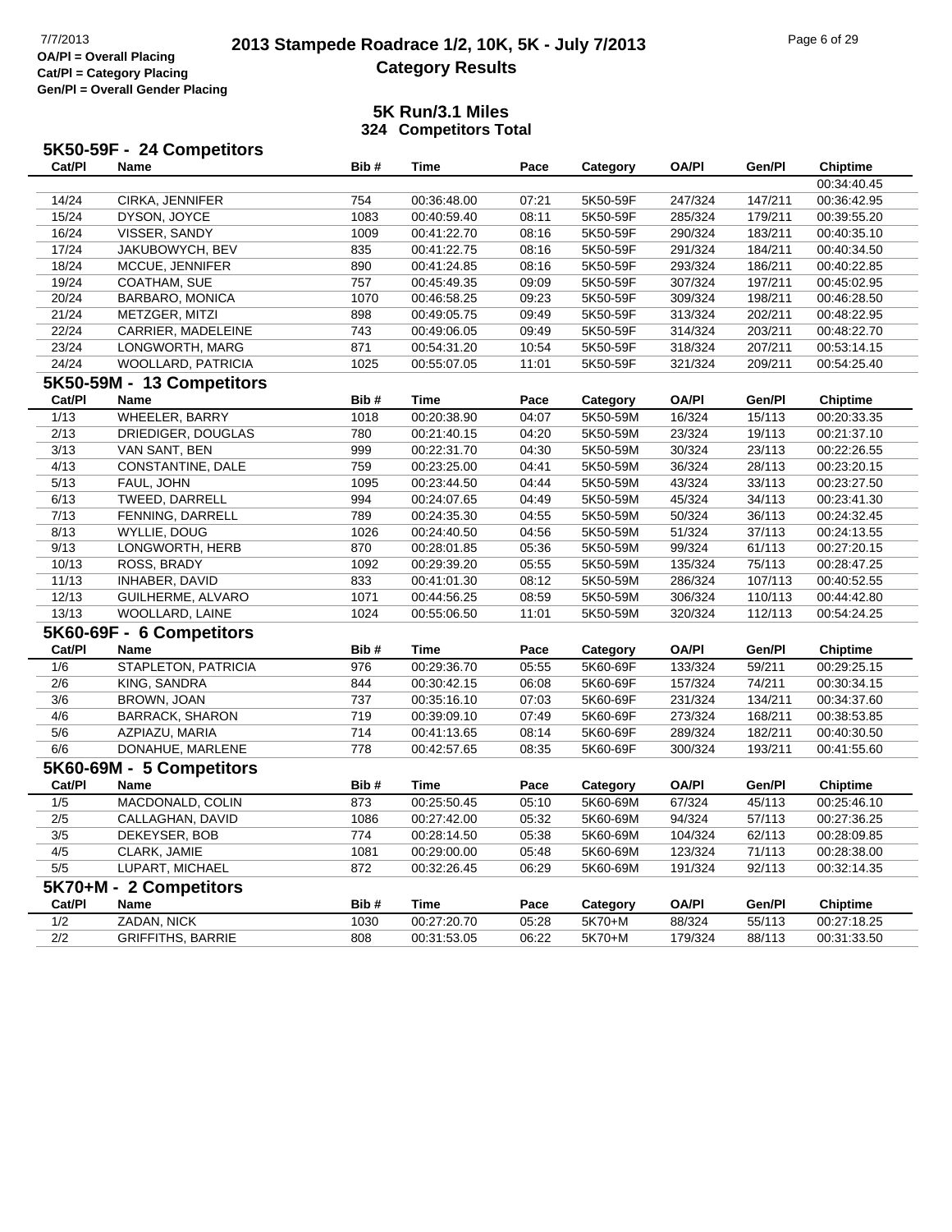OA/Pl = Overall Placing
Cat/Pl = Category Placing
Gen/Pl = Overall Gender Placing

# 2013 Stampede Roadrace 1/2, 10K, 5K - July 7/2013
## Category Results

### 5K Run/3.1 Miles
### 324 Competitors Total

### 5K50-59F - 24 Competitors

| Cat/Pl | Name | Bib # | Time | Pace | Category | OA/Pl | Gen/Pl | Chiptime |
|---|---|---|---|---|---|---|---|---|
| | | | | | | | | 00:34:40.45 |
| 14/24 | CIRKA, JENNIFER | 754 | 00:36:48.00 | 07:21 | 5K50-59F | 247/324 | 147/211 | 00:36:42.95 |
| 15/24 | DYSON, JOYCE | 1083 | 00:40:59.40 | 08:11 | 5K50-59F | 285/324 | 179/211 | 00:39:55.20 |
| 16/24 | VISSER, SANDY | 1009 | 00:41:22.70 | 08:16 | 5K50-59F | 290/324 | 183/211 | 00:40:35.10 |
| 17/24 | JAKUBOWYCH, BEV | 835 | 00:41:22.75 | 08:16 | 5K50-59F | 291/324 | 184/211 | 00:40:34.50 |
| 18/24 | MCCUE, JENNIFER | 890 | 00:41:24.85 | 08:16 | 5K50-59F | 293/324 | 186/211 | 00:40:22.85 |
| 19/24 | COATHAM, SUE | 757 | 00:45:49.35 | 09:09 | 5K50-59F | 307/324 | 197/211 | 00:45:02.95 |
| 20/24 | BARBARO, MONICA | 1070 | 00:46:58.25 | 09:23 | 5K50-59F | 309/324 | 198/211 | 00:46:28.50 |
| 21/24 | METZGER, MITZI | 898 | 00:49:05.75 | 09:49 | 5K50-59F | 313/324 | 202/211 | 00:48:22.95 |
| 22/24 | CARRIER, MADELEINE | 743 | 00:49:06.05 | 09:49 | 5K50-59F | 314/324 | 203/211 | 00:48:22.70 |
| 23/24 | LONGWORTH, MARG | 871 | 00:54:31.20 | 10:54 | 5K50-59F | 318/324 | 207/211 | 00:53:14.15 |
| 24/24 | WOOLLARD, PATRICIA | 1025 | 00:55:07.05 | 11:01 | 5K50-59F | 321/324 | 209/211 | 00:54:25.40 |

### 5K50-59M - 13 Competitors

| Cat/Pl | Name | Bib # | Time | Pace | Category | OA/Pl | Gen/Pl | Chiptime |
|---|---|---|---|---|---|---|---|---|
| 1/13 | WHEELER, BARRY | 1018 | 00:20:38.90 | 04:07 | 5K50-59M | 16/324 | 15/113 | 00:20:33.35 |
| 2/13 | DRIEDIGER, DOUGLAS | 780 | 00:21:40.15 | 04:20 | 5K50-59M | 23/324 | 19/113 | 00:21:37.10 |
| 3/13 | VAN SANT, BEN | 999 | 00:22:31.70 | 04:30 | 5K50-59M | 30/324 | 23/113 | 00:22:26.55 |
| 4/13 | CONSTANTINE, DALE | 759 | 00:23:25.00 | 04:41 | 5K50-59M | 36/324 | 28/113 | 00:23:20.15 |
| 5/13 | FAUL, JOHN | 1095 | 00:23:44.50 | 04:44 | 5K50-59M | 43/324 | 33/113 | 00:23:27.50 |
| 6/13 | TWEED, DARRELL | 994 | 00:24:07.65 | 04:49 | 5K50-59M | 45/324 | 34/113 | 00:23:41.30 |
| 7/13 | FENNING, DARRELL | 789 | 00:24:35.30 | 04:55 | 5K50-59M | 50/324 | 36/113 | 00:24:32.45 |
| 8/13 | WYLLIE, DOUG | 1026 | 00:24:40.50 | 04:56 | 5K50-59M | 51/324 | 37/113 | 00:24:13.55 |
| 9/13 | LONGWORTH, HERB | 870 | 00:28:01.85 | 05:36 | 5K50-59M | 99/324 | 61/113 | 00:27:20.15 |
| 10/13 | ROSS, BRADY | 1092 | 00:29:39.20 | 05:55 | 5K50-59M | 135/324 | 75/113 | 00:28:47.25 |
| 11/13 | INHABER, DAVID | 833 | 00:41:01.30 | 08:12 | 5K50-59M | 286/324 | 107/113 | 00:40:52.55 |
| 12/13 | GUILHERME, ALVARO | 1071 | 00:44:56.25 | 08:59 | 5K50-59M | 306/324 | 110/113 | 00:44:42.80 |
| 13/13 | WOOLLARD, LAINE | 1024 | 00:55:06.50 | 11:01 | 5K50-59M | 320/324 | 112/113 | 00:54:24.25 |

### 5K60-69F - 6 Competitors

| Cat/Pl | Name | Bib # | Time | Pace | Category | OA/Pl | Gen/Pl | Chiptime |
|---|---|---|---|---|---|---|---|---|
| 1/6 | STAPLETON, PATRICIA | 976 | 00:29:36.70 | 05:55 | 5K60-69F | 133/324 | 59/211 | 00:29:25.15 |
| 2/6 | KING, SANDRA | 844 | 00:30:42.15 | 06:08 | 5K60-69F | 157/324 | 74/211 | 00:30:34.15 |
| 3/6 | BROWN, JOAN | 737 | 00:35:16.10 | 07:03 | 5K60-69F | 231/324 | 134/211 | 00:34:37.60 |
| 4/6 | BARRACK, SHARON | 719 | 00:39:09.10 | 07:49 | 5K60-69F | 273/324 | 168/211 | 00:38:53.85 |
| 5/6 | AZPIAZU, MARIA | 714 | 00:41:13.65 | 08:14 | 5K60-69F | 289/324 | 182/211 | 00:40:30.50 |
| 6/6 | DONAHUE, MARLENE | 778 | 00:42:57.65 | 08:35 | 5K60-69F | 300/324 | 193/211 | 00:41:55.60 |

### 5K60-69M - 5 Competitors

| Cat/Pl | Name | Bib # | Time | Pace | Category | OA/Pl | Gen/Pl | Chiptime |
|---|---|---|---|---|---|---|---|---|
| 1/5 | MACDONALD, COLIN | 873 | 00:25:50.45 | 05:10 | 5K60-69M | 67/324 | 45/113 | 00:25:46.10 |
| 2/5 | CALLAGHAN, DAVID | 1086 | 00:27:42.00 | 05:32 | 5K60-69M | 94/324 | 57/113 | 00:27:36.25 |
| 3/5 | DEKEYSER, BOB | 774 | 00:28:14.50 | 05:38 | 5K60-69M | 104/324 | 62/113 | 00:28:09.85 |
| 4/5 | CLARK, JAMIE | 1081 | 00:29:00.00 | 05:48 | 5K60-69M | 123/324 | 71/113 | 00:28:38.00 |
| 5/5 | LUPART, MICHAEL | 872 | 00:32:26.45 | 06:29 | 5K60-69M | 191/324 | 92/113 | 00:32:14.35 |

### 5K70+M - 2 Competitors

| Cat/Pl | Name | Bib # | Time | Pace | Category | OA/Pl | Gen/Pl | Chiptime |
|---|---|---|---|---|---|---|---|---|
| 1/2 | ZADAN, NICK | 1030 | 00:27:20.70 | 05:28 | 5K70+M | 88/324 | 55/113 | 00:27:18.25 |
| 2/2 | GRIFFITHS, BARRIE | 808 | 00:31:53.05 | 06:22 | 5K70+M | 179/324 | 88/113 | 00:31:33.50 |